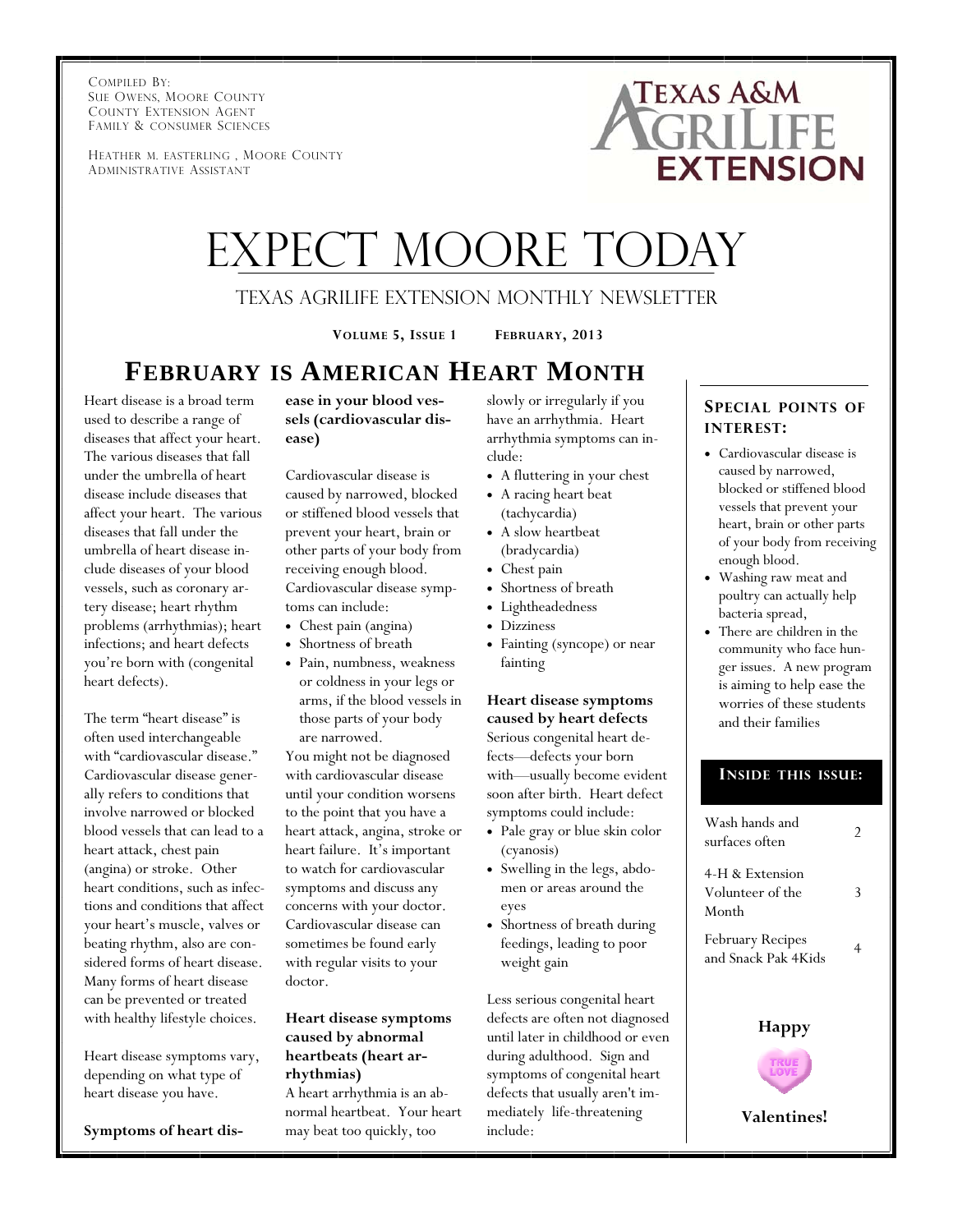COMPILED BY:
SUE OWENS, MOORE COUNTY
COUNTY EXTENSION AGENT
FAMILY & CONSUMER SCIENCES

HEATHER M. EASTERLING , MOORE COUNTY
ADMINISTRATIVE ASSISTANT

TEXAS A&M AGRILIFE EXTENSION

# EXPECT MOORE TODAY

## TEXAS AGRILIFE EXTENSION MONTHLY NEWSLETTER

**VOLUME 5, ISSUE 1 FEBRUARY, 2013**

## FEBRUARY IS AMERICAN HEART MONTH

Heart disease is a broad term used to describe a range of diseases that affect your heart. The various diseases that fall under the umbrella of heart disease include diseases that affect your heart. The various diseases that fall under the umbrella of heart disease include diseases of your blood vessels, such as coronary artery disease; heart rhythm problems (arrhythmias); heart infections; and heart defects you're born with (congenital heart defects).

The term "heart disease" is often used interchangeable with "cardiovascular disease." Cardiovascular disease generally refers to conditions that involve narrowed or blocked blood vessels that can lead to a heart attack, chest pain (angina) or stroke. Other heart conditions, such as infections and conditions that affect your heart's muscle, valves or beating rhythm, also are considered forms of heart disease. Many forms of heart disease can be prevented or treated with healthy lifestyle choices.

Heart disease symptoms vary, depending on what type of heart disease you have.

**Symptoms of heart disease in your blood vessels (cardiovascular disease)**

Cardiovascular disease is caused by narrowed, blocked or stiffened blood vessels that prevent your heart, brain or other parts of your body from receiving enough blood. Cardiovascular disease symptoms can include:

- Chest pain (angina)
- Shortness of breath
- Pain, numbness, weakness or coldness in your legs or arms, if the blood vessels in those parts of your body are narrowed.

You might not be diagnosed with cardiovascular disease until your condition worsens to the point that you have a heart attack, angina, stroke or heart failure. It's important to watch for cardiovascular symptoms and discuss any concerns with your doctor. Cardiovascular disease can sometimes be found early with regular visits to your doctor.

**Heart disease symptoms caused by abnormal heartbeats (heart arrhythmias)**

A heart arrhythmia is an abnormal heartbeat. Your heart may beat too quickly, too slowly or irregularly if you have an arrhythmia. Heart arrhythmia symptoms can include:

- A fluttering in your chest
- A racing heart beat (tachycardia)
- A slow heartbeat (bradycardia)
- Chest pain
- Shortness of breath
- Lightheadedness
- Dizziness
- Fainting (syncope) or near fainting

**Heart disease symptoms caused by heart defects**

Serious congenital heart defects—defects your born with—usually become evident soon after birth. Heart defect symptoms could include:

- Pale gray or blue skin color (cyanosis)
- Swelling in the legs, abdomen or areas around the eyes
- Shortness of breath during feedings, leading to poor weight gain

Less serious congenital heart defects are often not diagnosed until later in childhood or even during adulthood. Sign and symptoms of congenital heart defects that usually aren't immediately life-threatening include:

### SPECIAL POINTS OF INTEREST:

- Cardiovascular disease is caused by narrowed, blocked or stiffened blood vessels that prevent your heart, brain or other parts of your body from receiving enough blood.
- Washing raw meat and poultry can actually help bacteria spread,
- There are children in the community who face hunger issues. A new program is aiming to help ease the worries of these students and their families

### INSIDE THIS ISSUE:

| | |
|---|---|
| Wash hands and surfaces often | 2 |
| 4-H & Extension Volunteer of the Month | 3 |
| February Recipes and Snack Pak 4Kids | 4 |

**Happy Valentines!**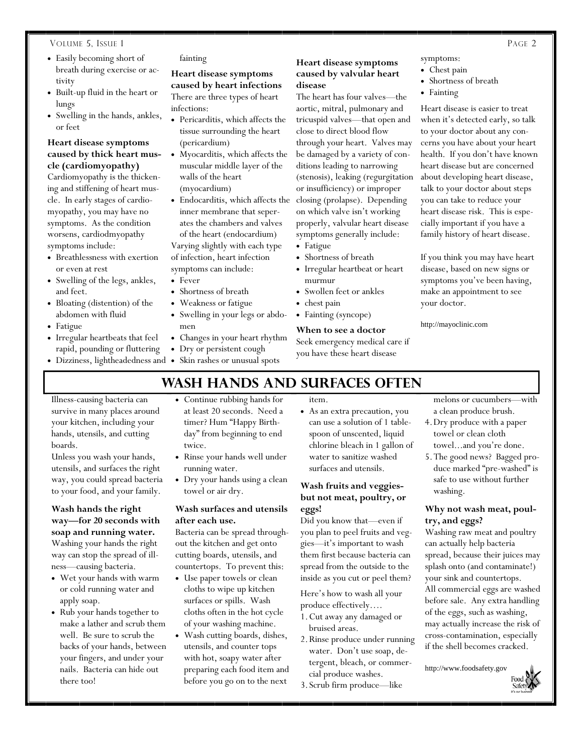- Easily becoming short of breath during exercise or activity
- Built-up fluid in the heart or lungs
- Swelling in the hands, ankles, or feet

**Heart disease symptoms caused by thick heart muscle (cardiomyopathy)**

Cardiomyopathy is the thickening and stiffening of heart muscle. In early stages of cardiomyopathy, you may have no symptoms. As the condition worsens, cardiodmyopathy symptoms include:

- Breathlessness with exertion or even at rest
- Swelling of the legs, ankles, and feet.
- Bloating (distention) of the abdomen with fluid
- Fatigue
- Irregular heartbeats that feel rapid, pounding or fluttering
- Dizziness, lightheadedness and fainting

**Heart disease symptoms caused by heart infections**

There are three types of heart infections:

- Pericarditis, which affects the tissue surrounding the heart (pericardium)
- Myocarditis, which affects the muscular middle layer of the walls of the heart (myocardium)
- Endocarditis, which affects the inner membrane that seperates the chambers and valves of the heart (endocardium)

Varying slightly with each type of infection, heart infection symptoms can include:

- Fever
- Shortness of breath
- Weakness or fatigue
- Swelling in your legs or abdomen
- Changes in your heart rhythm
- Dry or persistent cough
- Skin rashes or unusual spots

**Heart disease symptoms caused by valvular heart disease**

The heart has four valves—the aortic, mitral, pulmonary and tricuspid valves—that open and close to direct blood flow through your heart. Valves may be damaged by a variety of conditions leading to narrowing (stenosis), leaking (regurgitation or insufficiency) or improper closing (prolapse). Depending on which valve isn't working properly, valvular heart disease symptoms generally include:

- Fatigue
- Shortness of breath
- Irregular heartbeat or heart murmur
- Swollen feet or ankles
- chest pain
- Fainting (syncope)

**When to see a doctor**

Seek emergency medical care if you have these heart disease symptoms:

- Chest pain
- Shortness of breath
- Fainting

Heart disease is easier to treat when it's detected early, so talk to your doctor about any concerns you have about your heart health. If you don't have known heart disease but are concerned about developing heart disease, talk to your doctor about steps you can take to reduce your heart disease risk. This is especially important if you have a family history of heart disease.

If you think you may have heart disease, based on new signs or symptoms you've been having, make an appointment to see your doctor.

http://mayoclinic.com

# Wash Hands and Surfaces Often

Illness-causing bacteria can survive in many places around your kitchen, including your hands, utensils, and cutting boards.

Unless you wash your hands, utensils, and surfaces the right way, you could spread bacteria to your food, and your family.

**Wash hands the right way—for 20 seconds with soap and running water.**

Washing your hands the right way can stop the spread of illness—causing bacteria.

- Wet your hands with warm or cold running water and apply soap.
- Rub your hands together to make a lather and scrub them well. Be sure to scrub the backs of your hands, between your fingers, and under your nails. Bacteria can hide out there too!
- Continue rubbing hands for at least 20 seconds. Need a timer? Hum "Happy Birthday" from beginning to end twice.
- Rinse your hands well under running water.
- Dry your hands using a clean towel or air dry.

**Wash surfaces and utensils after each use.**

Bacteria can be spread throughout the kitchen and get onto cutting boards, utensils, and countertops. To prevent this:

- Use paper towels or clean cloths to wipe up kitchen surfaces or spills. Wash cloths often in the hot cycle of your washing machine.
- Wash cutting boards, dishes, utensils, and counter tops with hot, soapy water after preparing each food item and before you go on to the next item.
- As an extra precaution, you can use a solution of 1 tablespoon of unscented, liquid chlorine bleach in 1 gallon of water to sanitize washed surfaces and utensils.

**Wash fruits and veggies-but not meat, poultry, or eggs!**

Did you know that—even if you plan to peel fruits and veggies—it's important to wash them first because bacteria can spread from the outside to the inside as you cut or peel them?

Here's how to wash all your produce effectively….

1. Cut away any damaged or bruised areas.
2. Rinse produce under running water. Don't use soap, detergent, bleach, or commercial produce washes.
3. Scrub firm produce—like melons or cucumbers—with a clean produce brush.
4. Dry produce with a paper towel or clean cloth towel…and you're done.
5. The good news? Bagged produce marked "pre-washed" is safe to use without further washing.

**Why not wash meat, poultry, and eggs?**

Washing raw meat and poultry can actually help bacteria spread, because their juices may splash onto (and contaminate!) your sink and countertops.

All commercial eggs are washed before sale. Any extra handling of the eggs, such as washing, may actually increase the risk of cross-contamination, especially if the shell becomes cracked.

http://www.foodsafety.gov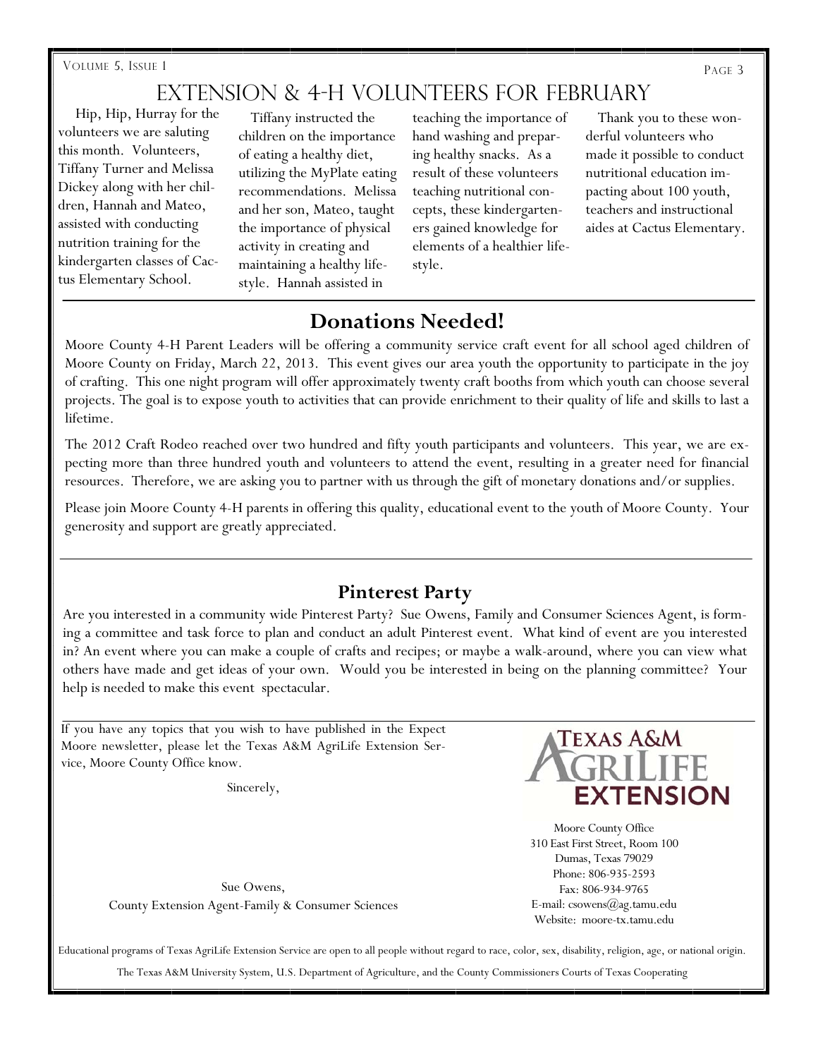# Extension & 4-H Volunteers for February

Hip, Hip, Hurray for the volunteers we are saluting this month. Volunteers, Tiffany Turner and Melissa Dickey along with her children, Hannah and Mateo, assisted with conducting nutrition training for the kindergarten classes of Cactus Elementary School.

Tiffany instructed the children on the importance of eating a healthy diet, utilizing the MyPlate eating recommendations. Melissa and her son, Mateo, taught the importance of physical activity in creating and maintaining a healthy lifestyle. Hannah assisted in teaching the importance of hand washing and preparing healthy snacks. As a result of these volunteers teaching nutritional concepts, these kindergarteners gained knowledge for elements of a healthier lifestyle.

Thank you to these wonderful volunteers who made it possible to conduct nutritional education impacting about 100 youth, teachers and instructional aides at Cactus Elementary.

## Donations Needed!

Moore County 4-H Parent Leaders will be offering a community service craft event for all school aged children of Moore County on Friday, March 22, 2013. This event gives our area youth the opportunity to participate in the joy of crafting. This one night program will offer approximately twenty craft booths from which youth can choose several projects. The goal is to expose youth to activities that can provide enrichment to their quality of life and skills to last a lifetime.

The 2012 Craft Rodeo reached over two hundred and fifty youth participants and volunteers. This year, we are expecting more than three hundred youth and volunteers to attend the event, resulting in a greater need for financial resources. Therefore, we are asking you to partner with us through the gift of monetary donations and/or supplies.

Please join Moore County 4-H parents in offering this quality, educational event to the youth of Moore County. Your generosity and support are greatly appreciated.

## Pinterest Party

Are you interested in a community wide Pinterest Party? Sue Owens, Family and Consumer Sciences Agent, is forming a committee and task force to plan and conduct an adult Pinterest event. What kind of event are you interested in? An event where you can make a couple of crafts and recipes; or maybe a walk-around, where you can view what others have made and get ideas of your own. Would you be interested in being on the planning committee? Your help is needed to make this event spectacular.

If you have any topics that you wish to have published in the Expect Moore newsletter, please let the Texas A&M AgriLife Extension Service, Moore County Office know.

Sincerely,

Sue Owens,
County Extension Agent-Family & Consumer Sciences

Texas A&M AgriLife Extension

Moore County Office
310 East First Street, Room 100
Dumas, Texas 79029
Phone: 806-935-2593
Fax: 806-934-9765
E-mail: csowens@ag.tamu.edu
Website: moore-tx.tamu.edu

Educational programs of Texas AgriLife Extension Service are open to all people without regard to race, color, sex, disability, religion, age, or national origin.

The Texas A&M University System, U.S. Department of Agriculture, and the County Commissioners Courts of Texas Cooperating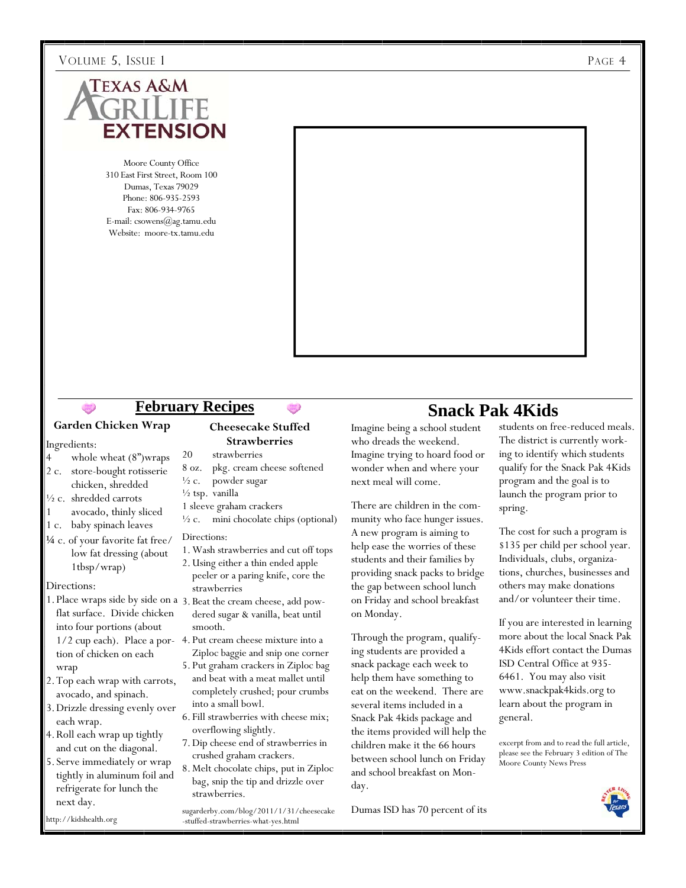Moore County Office
310 East First Street, Room 100
Dumas, Texas 79029
Phone: 806-935-2593
Fax: 806-934-9765
E-mail: csowens@ag.tamu.edu
Website: moore-tx.tamu.edu

## February Recipes

### Garden Chicken Wrap

Ingredients:

- 4 whole wheat (8")wraps
- 2 c. store-bought rotisserie chicken, shredded
- ½ c. shredded carrots
- 1 avocado, thinly sliced
- 1 c. baby spinach leaves
- ¼ c. of your favorite fat free/ low fat dressing (about 1tbsp/wrap)

Directions:

1. Place wraps side by side on a flat surface. Divide chicken into four portions (about 1/2 cup each). Place a portion of chicken on each wrap
2. Top each wrap with carrots, avocado, and spinach.
3. Drizzle dressing evenly over each wrap.
4. Roll each wrap up tightly and cut on the diagonal.
5. Serve immediately or wrap tightly in aluminum foil and refrigerate for lunch the next day.

http://kidshealth.org

### Cheesecake Stuffed Strawberries

- 20 strawberries
- 8 oz. pkg. cream cheese softened
- ½ c. powder sugar
- ½ tsp. vanilla
- 1 sleeve graham crackers
- ½ c. mini chocolate chips (optional)

Directions:

1. Wash strawberries and cut off tops
2. Using either a thin ended apple peeler or a paring knife, core the strawberries
3. Beat the cream cheese, add powdered sugar & vanilla, beat until smooth.
4. Put cream cheese mixture into a Ziploc baggie and snip one corner
5. Put graham crackers in Ziploc bag and beat with a meat mallet until completely crushed; pour crumbs into a small bowl.
6. Fill strawberries with cheese mix; overflowing slightly.
7. Dip cheese end of strawberries in crushed graham crackers.
8. Melt chocolate chips, put in Ziploc bag, snip the tip and drizzle over strawberries.

sugarderby.com/blog/2011/1/31/cheesecake-stuffed-strawberries-what-yes.html

## Snack Pak 4Kids

Imagine being a school student who dreads the weekend. Imagine trying to hoard food or wonder when and where your next meal will come.

There are children in the community who face hunger issues. A new program is aiming to help ease the worries of these students and their families by providing snack packs to bridge the gap between school lunch on Friday and school breakfast on Monday.

Through the program, qualifying students are provided a snack package each week to help them have something to eat on the weekend. There are several items included in a Snack Pak 4kids package and the items provided will help the children make it the 66 hours between school lunch on Friday and school breakfast on Monday.

Dumas ISD has 70 percent of its students on free-reduced meals. The district is currently working to identify which students qualify for the Snack Pak 4Kids program and the goal is to launch the program prior to spring.

The cost for such a program is $135 per child per school year. Individuals, clubs, organizations, churches, businesses and others may make donations and/or volunteer their time.

If you are interested in learning more about the local Snack Pak 4Kids effort contact the Dumas ISD Central Office at 935-6461. You may also visit www.snackpak4kids.org to learn about the program in general.

excerpt from and to read the full article, please see the February 3 edition of The Moore County News Press